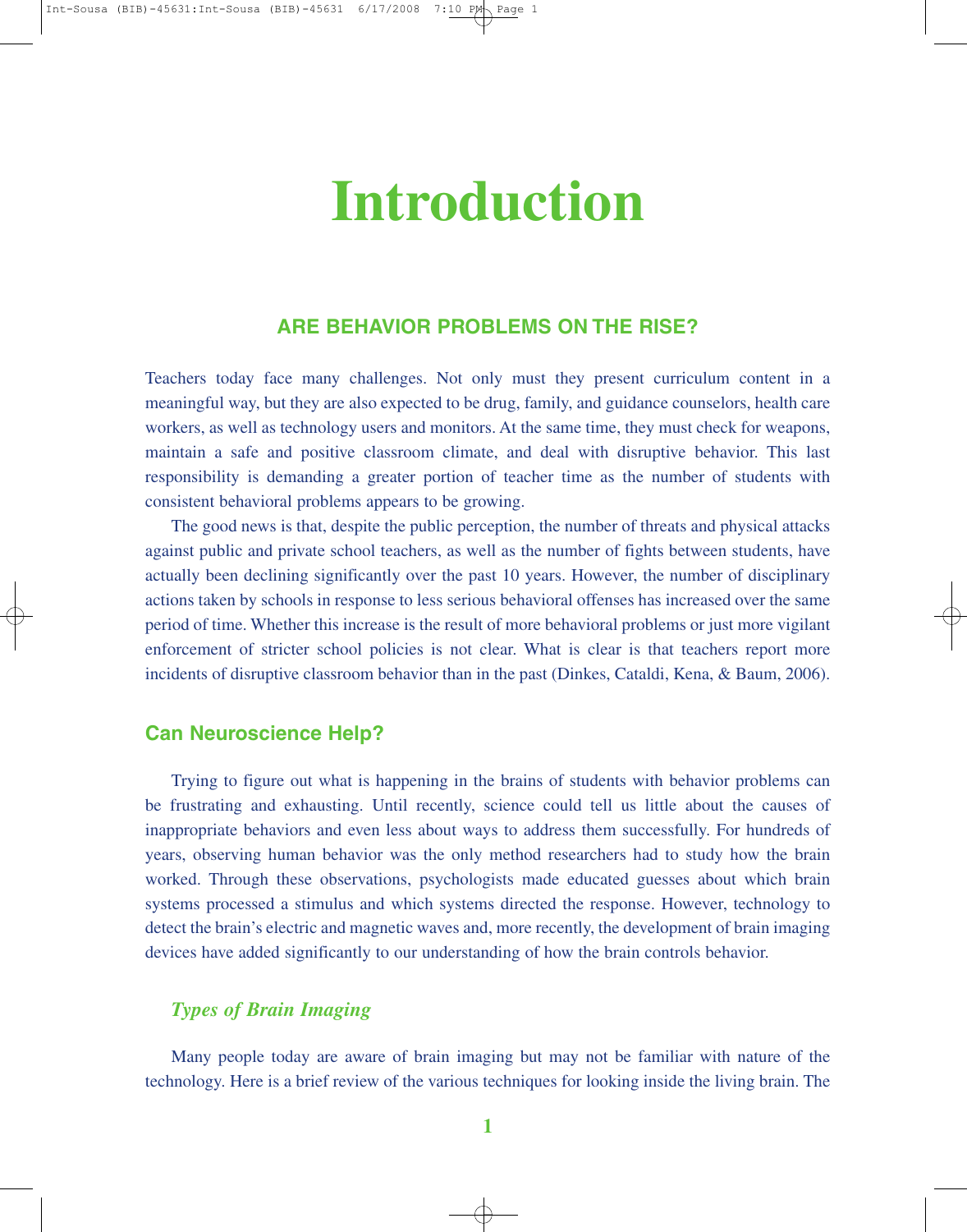# Introduction

## ARE BEHAVIOR PROBLEMS ON THE RISE?

Teachers today face many challenges. Not only must they present curriculum content in a meaningful way, but they are also expected to be drug, family, and guidance counselors, health care workers, as well as technology users and monitors. At the same time, they must check for weapons, maintain a safe and positive classroom climate, and deal with disruptive behavior. This last responsibility is demanding a greater portion of teacher time as the number of students with consistent behavioral problems appears to be growing.

The good news is that, despite the public perception, the number of threats and physical attacks against public and private school teachers, as well as the number of fights between students, have actually been declining significantly over the past 10 years. However, the number of disciplinary actions taken by schools in response to less serious behavioral offenses has increased over the same period of time. Whether this increase is the result of more behavioral problems or just more vigilant enforcement of stricter school policies is not clear. What is clear is that teachers report more incidents of disruptive classroom behavior than in the past (Dinkes, Cataldi, Kena, & Baum, 2006).

### Can Neuroscience Help?

Trying to figure out what is happening in the brains of students with behavior problems can be frustrating and exhausting. Until recently, science could tell us little about the causes of inappropriate behaviors and even less about ways to address them successfully. For hundreds of years, observing human behavior was the only method researchers had to study how the brain worked. Through these observations, psychologists made educated guesses about which brain systems processed a stimulus and which systems directed the response. However, technology to detect the brain's electric and magnetic waves and, more recently, the development of brain imaging devices have added significantly to our understanding of how the brain controls behavior.

#### *Types of Brain Imaging*

Many people today are aware of brain imaging but may not be familiar with nature of the technology. Here is a brief review of the various techniques for looking inside the living brain. The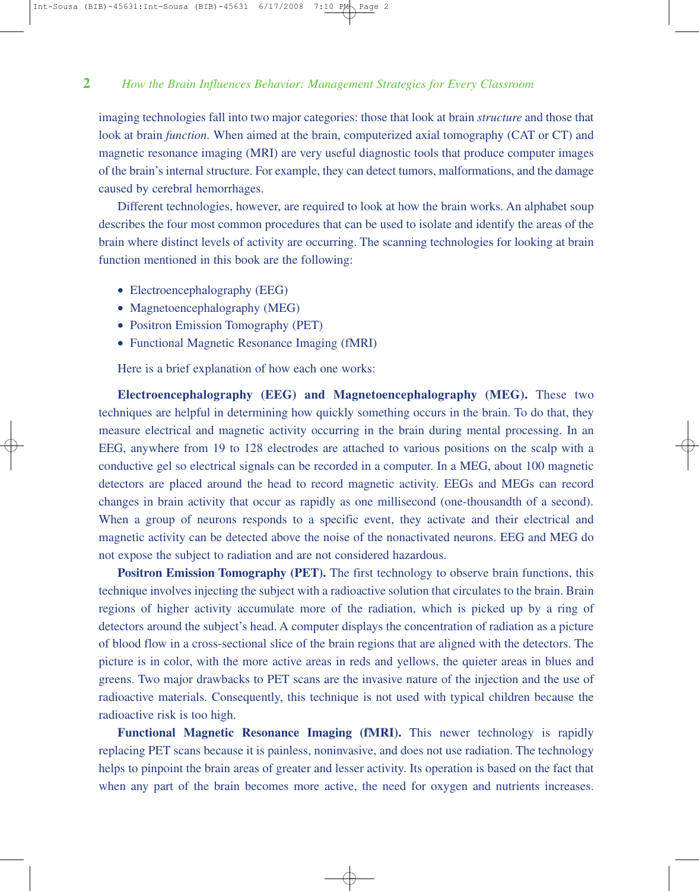imaging technologies fall into two major categories: those that look at brain *structure* and those that look at brain *function.* When aimed at the brain, computerized axial tomography (CAT or CT) and magnetic resonance imaging (MRI) are very useful diagnostic tools that produce computer images of the brain's internal structure. For example, they can detect tumors, malformations, and the damage caused by cerebral hemorrhages.

Different technologies, however, are required to look at how the brain works. An alphabet soup describes the four most common procedures that can be used to isolate and identify the areas of the brain where distinct levels of activity are occurring. The scanning technologies for looking at brain function mentioned in this book are the following:

- Electroencephalography (EEG)
- Magnetoencephalography (MEG)
- Positron Emission Tomography (PET)
- Functional Magnetic Resonance Imaging (fMRI)

Here is a brief explanation of how each one works:

**Electroencephalography (EEG) and Magnetoencephalography (MEG).** These two techniques are helpful in determining how quickly something occurs in the brain. To do that, they measure electrical and magnetic activity occurring in the brain during mental processing. In an EEG, anywhere from 19 to 128 electrodes are attached to various positions on the scalp with a conductive gel so electrical signals can be recorded in a computer. In a MEG, about 100 magnetic detectors are placed around the head to record magnetic activity. EEGs and MEGs can record changes in brain activity that occur as rapidly as one millisecond (one-thousandth of a second). When a group of neurons responds to a specific event, they activate and their electrical and magnetic activity can be detected above the noise of the nonactivated neurons. EEG and MEG do not expose the subject to radiation and are not considered hazardous.

**Positron Emission Tomography (PET).** The first technology to observe brain functions, this technique involves injecting the subject with a radioactive solution that circulates to the brain. Brain regions of higher activity accumulate more of the radiation, which is picked up by a ring of detectors around the subject's head. A computer displays the concentration of radiation as a picture of blood flow in a cross-sectional slice of the brain regions that are aligned with the detectors. The picture is in color, with the more active areas in reds and yellows, the quieter areas in blues and greens. Two major drawbacks to PET scans are the invasive nature of the injection and the use of radioactive materials. Consequently, this technique is not used with typical children because the radioactive risk is too high.

**Functional Magnetic Resonance Imaging (fMRI).** This newer technology is rapidly replacing PET scans because it is painless, noninvasive, and does not use radiation. The technology helps to pinpoint the brain areas of greater and lesser activity. Its operation is based on the fact that when any part of the brain becomes more active, the need for oxygen and nutrients increases.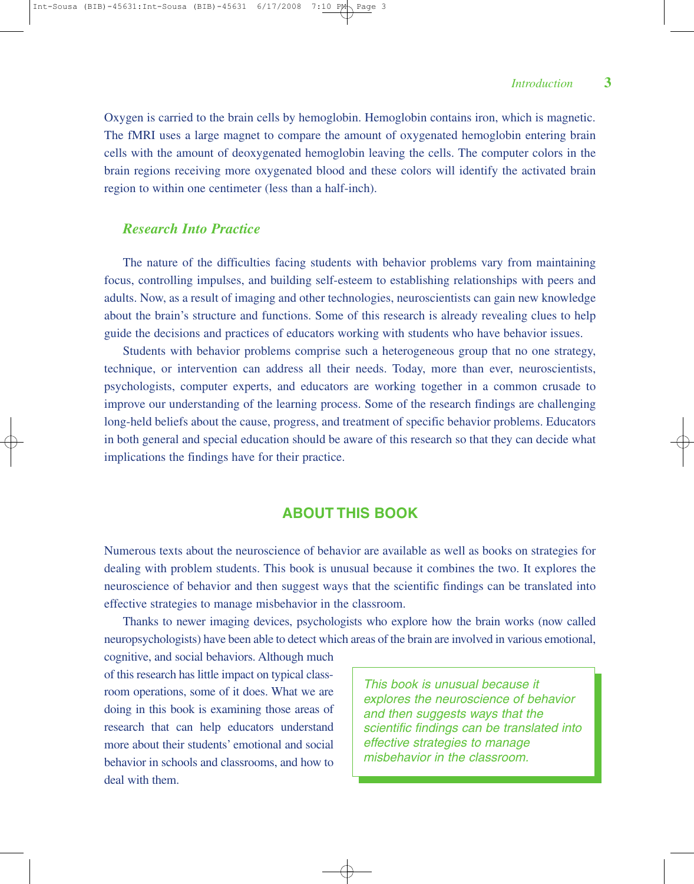Oxygen is carried to the brain cells by hemoglobin. Hemoglobin contains iron, which is magnetic. The fMRI uses a large magnet to compare the amount of oxygenated hemoglobin entering brain cells with the amount of deoxygenated hemoglobin leaving the cells. The computer colors in the brain regions receiving more oxygenated blood and these colors will identify the activated brain region to within one centimeter (less than a half-inch).

### *Research Into Practice*

The nature of the difficulties facing students with behavior problems vary from maintaining focus, controlling impulses, and building self-esteem to establishing relationships with peers and adults. Now, as a result of imaging and other technologies, neuroscientists can gain new knowledge about the brain's structure and functions. Some of this research is already revealing clues to help guide the decisions and practices of educators working with students who have behavior issues.

Students with behavior problems comprise such a heterogeneous group that no one strategy, technique, or intervention can address all their needs. Today, more than ever, neuroscientists, psychologists, computer experts, and educators are working together in a common crusade to improve our understanding of the learning process. Some of the research findings are challenging long-held beliefs about the cause, progress, and treatment of specific behavior problems. Educators in both general and special education should be aware of this research so that they can decide what implications the findings have for their practice.

## ABOUT THIS BOOK

Numerous texts about the neuroscience of behavior are available as well as books on strategies for dealing with problem students. This book is unusual because it combines the two. It explores the neuroscience of behavior and then suggest ways that the scientific findings can be translated into effective strategies to manage misbehavior in the classroom.

Thanks to newer imaging devices, psychologists who explore how the brain works (now called neuropsychologists) have been able to detect which areas of the brain are involved in various emotional, cognitive, and social behaviors. Although much of this research has little impact on typical classroom operations, some of it does. What we are doing in this book is examining those areas of research that can help educators understand more about their students' emotional and social behavior in schools and classrooms, and how to deal with them.

> *This book is unusual because it explores the neuroscience of behavior and then suggests ways that the scientific findings can be translated into effective strategies to manage misbehavior in the classroom.*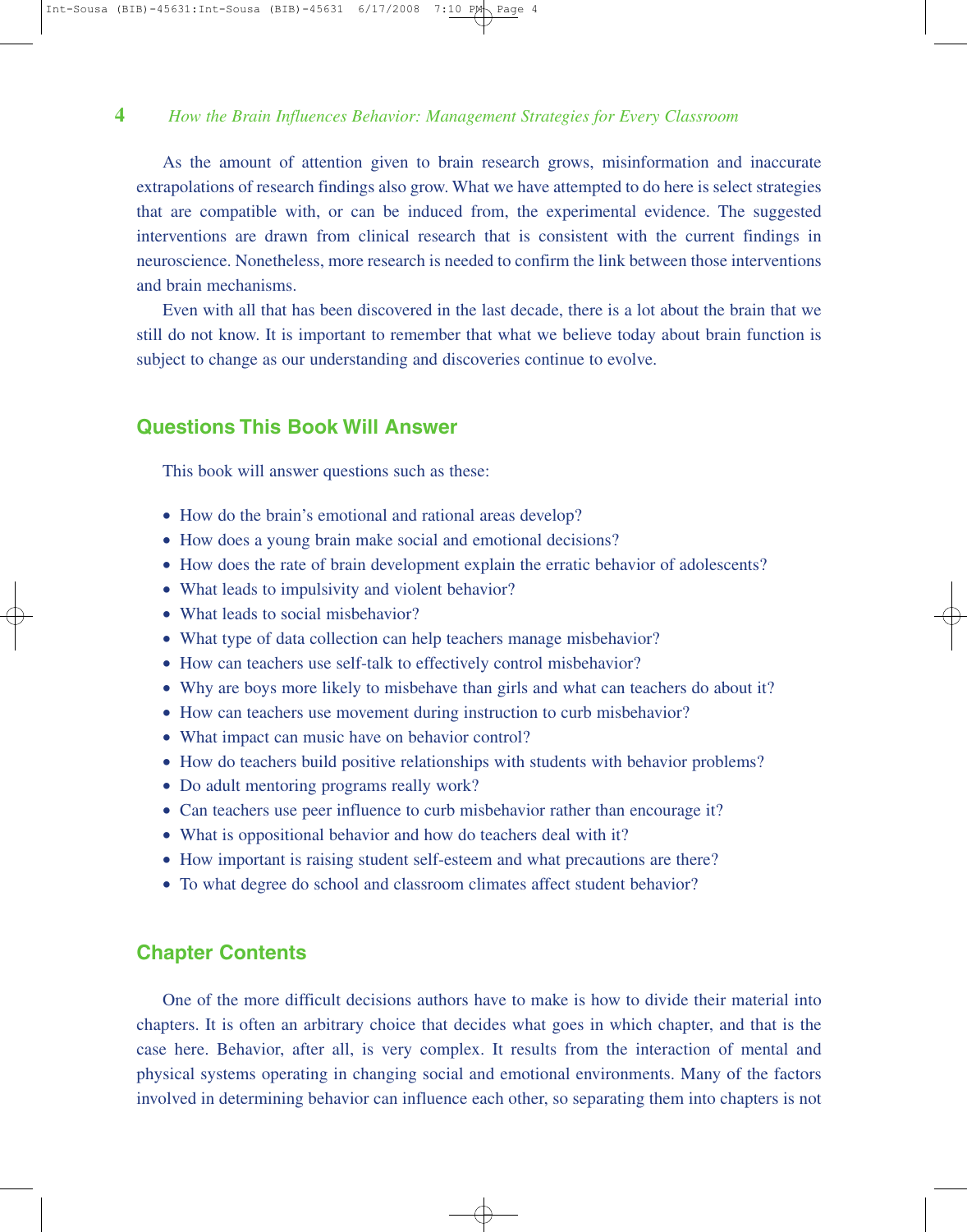As the amount of attention given to brain research grows, misinformation and inaccurate extrapolations of research findings also grow. What we have attempted to do here is select strategies that are compatible with, or can be induced from, the experimental evidence. The suggested interventions are drawn from clinical research that is consistent with the current findings in neuroscience. Nonetheless, more research is needed to confirm the link between those interventions and brain mechanisms.

Even with all that has been discovered in the last decade, there is a lot about the brain that we still do not know. It is important to remember that what we believe today about brain function is subject to change as our understanding and discoveries continue to evolve.

## Questions This Book Will Answer

This book will answer questions such as these:

- How do the brain's emotional and rational areas develop?
- How does a young brain make social and emotional decisions?
- How does the rate of brain development explain the erratic behavior of adolescents?
- What leads to impulsivity and violent behavior?
- What leads to social misbehavior?
- What type of data collection can help teachers manage misbehavior?
- How can teachers use self-talk to effectively control misbehavior?
- Why are boys more likely to misbehave than girls and what can teachers do about it?
- How can teachers use movement during instruction to curb misbehavior?
- What impact can music have on behavior control?
- How do teachers build positive relationships with students with behavior problems?
- Do adult mentoring programs really work?
- Can teachers use peer influence to curb misbehavior rather than encourage it?
- What is oppositional behavior and how do teachers deal with it?
- How important is raising student self-esteem and what precautions are there?
- To what degree do school and classroom climates affect student behavior?

## Chapter Contents

One of the more difficult decisions authors have to make is how to divide their material into chapters. It is often an arbitrary choice that decides what goes in which chapter, and that is the case here. Behavior, after all, is very complex. It results from the interaction of mental and physical systems operating in changing social and emotional environments. Many of the factors involved in determining behavior can influence each other, so separating them into chapters is not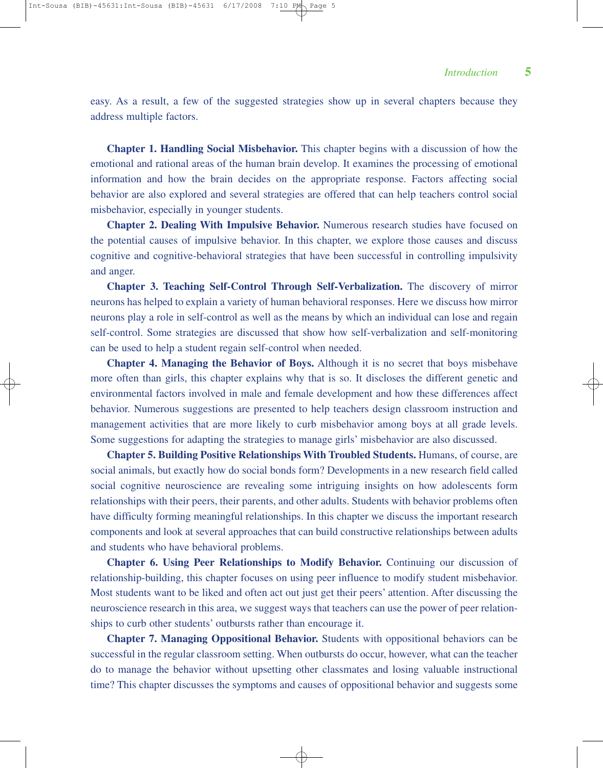easy. As a result, a few of the suggested strategies show up in several chapters because they address multiple factors.

**Chapter 1. Handling Social Misbehavior.** This chapter begins with a discussion of how the emotional and rational areas of the human brain develop. It examines the processing of emotional information and how the brain decides on the appropriate response. Factors affecting social behavior are also explored and several strategies are offered that can help teachers control social misbehavior, especially in younger students.

**Chapter 2. Dealing With Impulsive Behavior.** Numerous research studies have focused on the potential causes of impulsive behavior. In this chapter, we explore those causes and discuss cognitive and cognitive-behavioral strategies that have been successful in controlling impulsivity and anger.

**Chapter 3. Teaching Self-Control Through Self-Verbalization.** The discovery of mirror neurons has helped to explain a variety of human behavioral responses. Here we discuss how mirror neurons play a role in self-control as well as the means by which an individual can lose and regain self-control. Some strategies are discussed that show how self-verbalization and self-monitoring can be used to help a student regain self-control when needed.

**Chapter 4. Managing the Behavior of Boys.** Although it is no secret that boys misbehave more often than girls, this chapter explains why that is so. It discloses the different genetic and environmental factors involved in male and female development and how these differences affect behavior. Numerous suggestions are presented to help teachers design classroom instruction and management activities that are more likely to curb misbehavior among boys at all grade levels. Some suggestions for adapting the strategies to manage girls' misbehavior are also discussed.

**Chapter 5. Building Positive Relationships With Troubled Students.** Humans, of course, are social animals, but exactly how do social bonds form? Developments in a new research field called social cognitive neuroscience are revealing some intriguing insights on how adolescents form relationships with their peers, their parents, and other adults. Students with behavior problems often have difficulty forming meaningful relationships. In this chapter we discuss the important research components and look at several approaches that can build constructive relationships between adults and students who have behavioral problems.

**Chapter 6. Using Peer Relationships to Modify Behavior.** Continuing our discussion of relationship-building, this chapter focuses on using peer influence to modify student misbehavior. Most students want to be liked and often act out just get their peers' attention. After discussing the neuroscience research in this area, we suggest ways that teachers can use the power of peer relationships to curb other students' outbursts rather than encourage it.

**Chapter 7. Managing Oppositional Behavior.** Students with oppositional behaviors can be successful in the regular classroom setting. When outbursts do occur, however, what can the teacher do to manage the behavior without upsetting other classmates and losing valuable instructional time? This chapter discusses the symptoms and causes of oppositional behavior and suggests some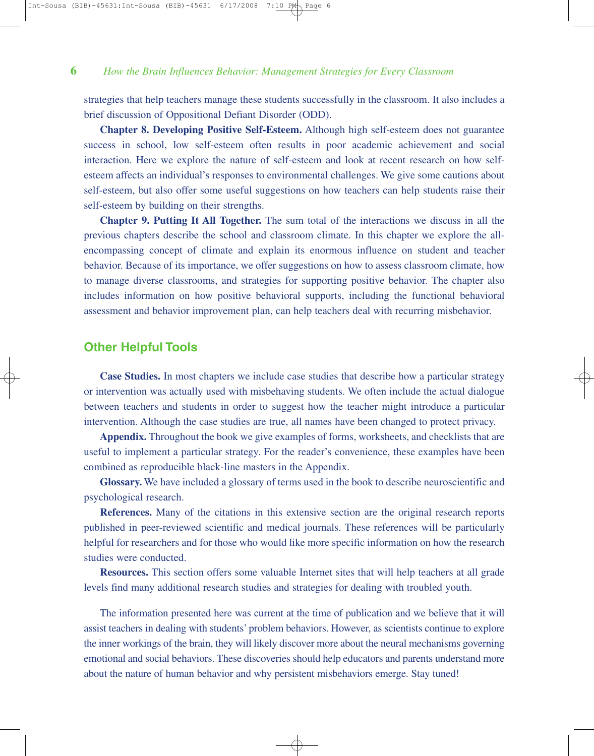strategies that help teachers manage these students successfully in the classroom. It also includes a brief discussion of Oppositional Defiant Disorder (ODD).

**Chapter 8. Developing Positive Self-Esteem.** Although high self-esteem does not guarantee success in school, low self-esteem often results in poor academic achievement and social interaction. Here we explore the nature of self-esteem and look at recent research on how self-esteem affects an individual's responses to environmental challenges. We give some cautions about self-esteem, but also offer some useful suggestions on how teachers can help students raise their self-esteem by building on their strengths.

**Chapter 9. Putting It All Together.** The sum total of the interactions we discuss in all the previous chapters describe the school and classroom climate. In this chapter we explore the all-encompassing concept of climate and explain its enormous influence on student and teacher behavior. Because of its importance, we offer suggestions on how to assess classroom climate, how to manage diverse classrooms, and strategies for supporting positive behavior. The chapter also includes information on how positive behavioral supports, including the functional behavioral assessment and behavior improvement plan, can help teachers deal with recurring misbehavior.

## Other Helpful Tools

**Case Studies.** In most chapters we include case studies that describe how a particular strategy or intervention was actually used with misbehaving students. We often include the actual dialogue between teachers and students in order to suggest how the teacher might introduce a particular intervention. Although the case studies are true, all names have been changed to protect privacy.

**Appendix.** Throughout the book we give examples of forms, worksheets, and checklists that are useful to implement a particular strategy. For the reader's convenience, these examples have been combined as reproducible black-line masters in the Appendix.

**Glossary.** We have included a glossary of terms used in the book to describe neuroscientific and psychological research.

**References.** Many of the citations in this extensive section are the original research reports published in peer-reviewed scientific and medical journals. These references will be particularly helpful for researchers and for those who would like more specific information on how the research studies were conducted.

**Resources.** This section offers some valuable Internet sites that will help teachers at all grade levels find many additional research studies and strategies for dealing with troubled youth.

The information presented here was current at the time of publication and we believe that it will assist teachers in dealing with students' problem behaviors. However, as scientists continue to explore the inner workings of the brain, they will likely discover more about the neural mechanisms governing emotional and social behaviors. These discoveries should help educators and parents understand more about the nature of human behavior and why persistent misbehaviors emerge. Stay tuned!